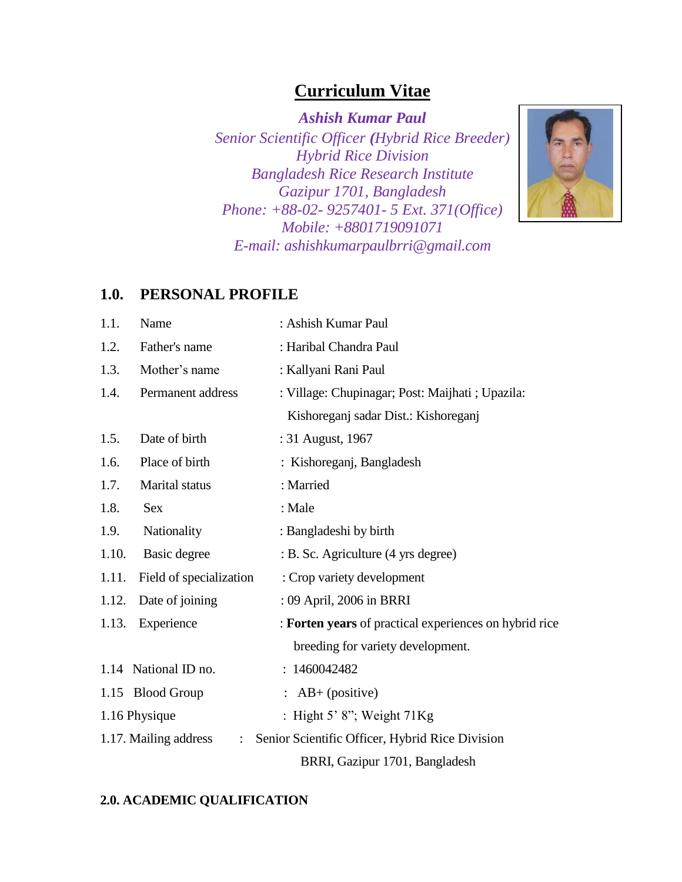# Curriculum Vitae

***Ashish Kumar Paul***
*Senior Scientific Officer (Hybrid Rice Breeder)*
*Hybrid Rice Division*
*Bangladesh Rice Research Institute*
*Gazipur 1701, Bangladesh*
*Phone: +88-02- 9257401- 5 Ext. 371(Office)*
*Mobile: +8801719091071*
*E-mail: ashishkumarpaulbrri@gmail.com*

## 1.0. PERSONAL PROFILE

| | | |
|---|---|---|
| 1.1. | Name | : Ashish Kumar Paul |
| 1.2. | Father's name | : Haribal Chandra Paul |
| 1.3. | Mother's name | : Kallyani Rani Paul |
| 1.4. | Permanent address | : Village: Chupinagar; Post: Maijhati ; Upazila: Kishoreganj sadar Dist.: Kishoreganj |
| 1.5. | Date of birth | : 31 August, 1967 |
| 1.6. | Place of birth | : Kishoreganj, Bangladesh |
| 1.7. | Marital status | : Married |
| 1.8. | Sex | : Male |
| 1.9. | Nationality | : Bangladeshi by birth |
| 1.10. | Basic degree | : B. Sc. Agriculture (4 yrs degree) |
| 1.11. | Field of specialization | : Crop variety development |
| 1.12. | Date of joining | : 09 April, 2006 in BRRI |
| 1.13. | Experience | : **Forten years** of practical experiences on hybrid rice breeding for variety development. |
| 1.14 | National ID no. | : 1460042482 |
| 1.15 | Blood Group | : AB+ (positive) |
| 1.16 | Physique | : Hight 5' 8"; Weight 71Kg |
| 1.17. | Mailing address | : Senior Scientific Officer, Hybrid Rice Division BRRI, Gazipur 1701, Bangladesh |

## 2.0. ACADEMIC QUALIFICATION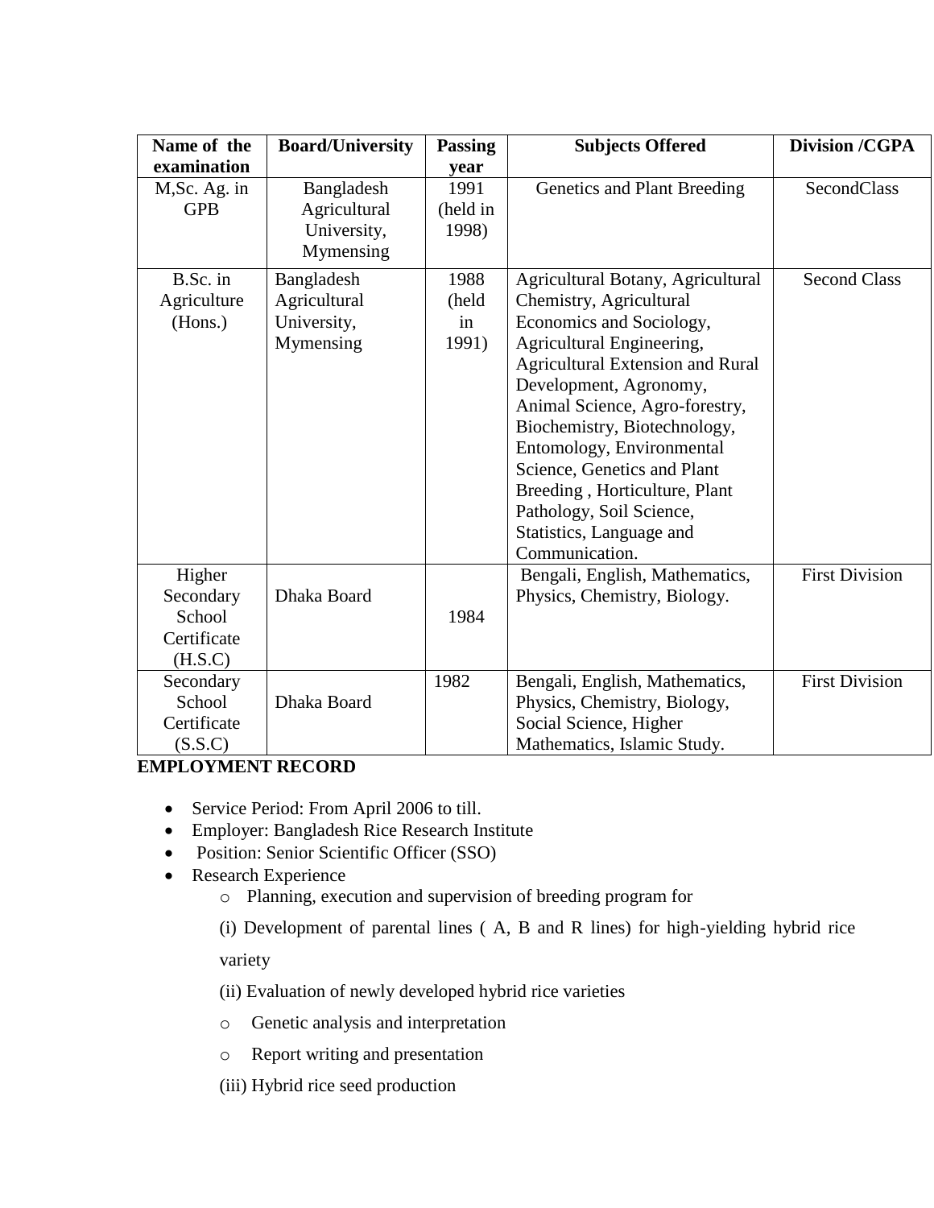| Name of the examination | Board/University | Passing year | Subjects Offered | Division /CGPA |
|---|---|---|---|---|
| M,Sc. Ag. in GPB | Bangladesh Agricultural University, Mymensing | 1991 (held in 1998) | Genetics and Plant Breeding | SecondClass |
| B.Sc. in Agriculture (Hons.) | Bangladesh Agricultural University, Mymensing | 1988 (held in 1991) | Agricultural Botany, Agricultural Chemistry, Agricultural Economics and Sociology, Agricultural Engineering, Agricultural Extension and Rural Development, Agronomy, Animal Science, Agro-forestry, Biochemistry, Biotechnology, Entomology, Environmental Science, Genetics and Plant Breeding , Horticulture, Plant Pathology, Soil Science, Statistics, Language and Communication. | Second Class |
| Higher Secondary School Certificate (H.S.C) | Dhaka Board | 1984 | Bengali, English, Mathematics, Physics, Chemistry, Biology. | First Division |
| Secondary School Certificate (S.S.C) | Dhaka Board | 1982 | Bengali, English, Mathematics, Physics, Chemistry, Biology, Social Science, Higher Mathematics, Islamic Study. | First Division |

**EMPLOYMENT RECORD**

- Service Period: From April 2006 to till.
- Employer: Bangladesh Rice Research Institute
- Position: Senior Scientific Officer (SSO)
- Research Experience
  - Planning, execution and supervision of breeding program for

    (i) Development of parental lines ( A, B and R lines) for high-yielding hybrid rice variety

    (ii) Evaluation of newly developed hybrid rice varieties

  - Genetic analysis and interpretation
  - Report writing and presentation

    (iii) Hybrid rice seed production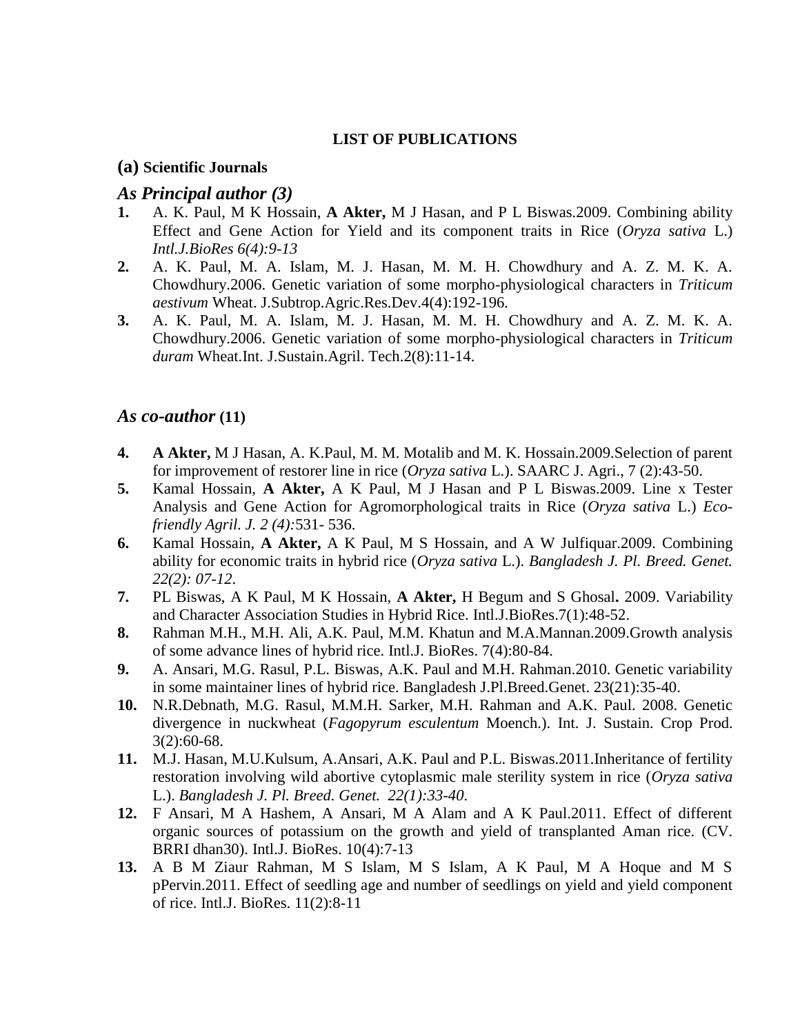**LIST OF PUBLICATIONS**

**(a) Scientific Journals**

### *As Principal author (3)*

1. A. K. Paul, M K Hossain, **A Akter,** M J Hasan, and P L Biswas.2009. Combining ability Effect and Gene Action for Yield and its component traits in Rice (*Oryza sativa* L.) *Intl.J.BioRes 6(4):9-13*
2. A. K. Paul, M. A. Islam, M. J. Hasan, M. M. H. Chowdhury and A. Z. M. K. A. Chowdhury.2006. Genetic variation of some morpho-physiological characters in *Triticum aestivum* Wheat. J.Subtrop.Agric.Res.Dev.4(4):192-196.
3. A. K. Paul, M. A. Islam, M. J. Hasan, M. M. H. Chowdhury and A. Z. M. K. A. Chowdhury.2006. Genetic variation of some morpho-physiological characters in *Triticum duram* Wheat.Int. J.Sustain.Agril. Tech.2(8):11-14.

### *As co-author* (11)

4. **A Akter,** M J Hasan, A. K.Paul, M. M. Motalib and M. K. Hossain.2009.Selection of parent for improvement of restorer line in rice (*Oryza sativa* L.). SAARC J. Agri., 7 (2):43-50.
5. Kamal Hossain, **A Akter,** A K Paul, M J Hasan and P L Biswas.2009. Line x Tester Analysis and Gene Action for Agromorphological traits in Rice (*Oryza sativa* L.) *Eco-friendly Agril. J. 2 (4):*531- 536.
6. Kamal Hossain, **A Akter,** A K Paul, M S Hossain, and A W Julfiquar.2009. Combining ability for economic traits in hybrid rice (*Oryza sativa* L.). *Bangladesh J. Pl. Breed. Genet. 22(2): 07-12*.
7. PL Biswas, A K Paul, M K Hossain, **A Akter,** H Begum and S Ghosal**.** 2009. Variability and Character Association Studies in Hybrid Rice. Intl.J.BioRes.7(1):48-52.
8. Rahman M.H., M.H. Ali, A.K. Paul, M.M. Khatun and M.A.Mannan.2009.Growth analysis of some advance lines of hybrid rice. Intl.J. BioRes. 7(4):80-84.
9. A. Ansari, M.G. Rasul, P.L. Biswas, A.K. Paul and M.H. Rahman.2010. Genetic variability in some maintainer lines of hybrid rice. Bangladesh J.Pl.Breed.Genet. 23(21):35-40.
10. N.R.Debnath, M.G. Rasul, M.M.H. Sarker, M.H. Rahman and A.K. Paul. 2008. Genetic divergence in nuckwheat (*Fagopyrum esculentum* Moench.). Int. J. Sustain. Crop Prod. 3(2):60-68.
11. M.J. Hasan, M.U.Kulsum, A.Ansari, A.K. Paul and P.L. Biswas.2011.Inheritance of fertility restoration involving wild abortive cytoplasmic male sterility system in rice (*Oryza sativa* L.). *Bangladesh J. Pl. Breed. Genet. 22(1):33-40*.
12. F Ansari, M A Hashem, A Ansari, M A Alam and A K Paul.2011. Effect of different organic sources of potassium on the growth and yield of transplanted Aman rice. (CV. BRRI dhan30). Intl.J. BioRes. 10(4):7-13
13. A B M Ziaur Rahman, M S Islam, M S Islam, A K Paul, M A Hoque and M S pPervin.2011. Effect of seedling age and number of seedlings on yield and yield component of rice. Intl.J. BioRes. 11(2):8-11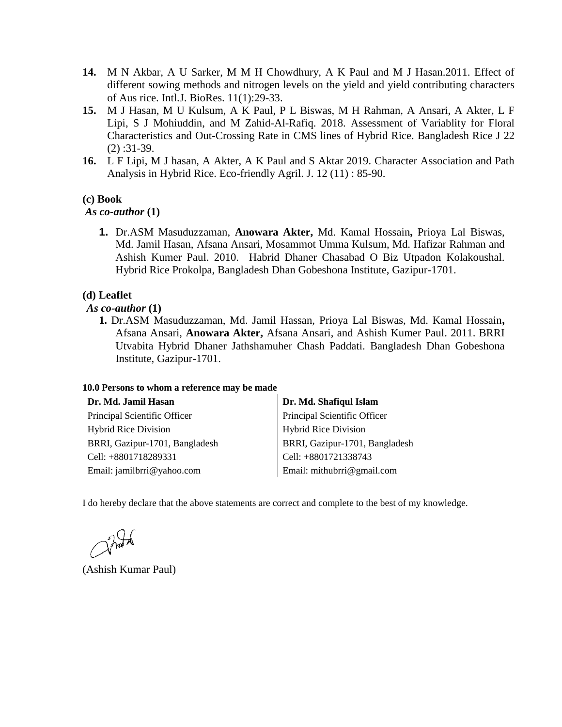14. M N Akbar, A U Sarker, M M H Chowdhury, A K Paul and M J Hasan.2011. Effect of different sowing methods and nitrogen levels on the yield and yield contributing characters of Aus rice. Intl.J. BioRes. 11(1):29-33.
15. M J Hasan, M U Kulsum, A K Paul, P L Biswas, M H Rahman, A Ansari, A Akter, L F Lipi, S J Mohiuddin, and M Zahid-Al-Rafiq. 2018. Assessment of Variablity for Floral Characteristics and Out-Crossing Rate in CMS lines of Hybrid Rice. Bangladesh Rice J 22 (2) :31-39.
16. L F Lipi, M J hasan, A Akter, A K Paul and S Aktar 2019. Character Association and Path Analysis in Hybrid Rice. Eco-friendly Agril. J. 12 (11) : 85-90.

**(c) Book**

***As co-author* (1)**

1. Dr.ASM Masuduzzaman, **Anowara Akter,** Md. Kamal Hossain**,** Prioya Lal Biswas, Md. Jamil Hasan, Afsana Ansari, Mosammot Umma Kulsum, Md. Hafizar Rahman and Ashish Kumer Paul. 2010. Habrid Dhaner Chasabad O Biz Utpadon Kolakoushal. Hybrid Rice Prokolpa, Bangladesh Dhan Gobeshona Institute, Gazipur-1701.

**(d) Leaflet**

***As co-author* (1)**

1. Dr.ASM Masuduzzaman, Md. Jamil Hassan, Prioya Lal Biswas, Md. Kamal Hossain**,** Afsana Ansari, **Anowara Akter,** Afsana Ansari, and Ashish Kumer Paul. 2011. BRRI Utvabita Hybrid Dhaner Jathshamuher Chash Paddati. Bangladesh Dhan Gobeshona Institute, Gazipur-1701.

**10.0 Persons to whom a reference may be made**

| | |
|---|---|
| **Dr. Md. Jamil Hasan** | **Dr. Md. Shafiqul Islam** |
| Principal Scientific Officer | Principal Scientific Officer |
| Hybrid Rice Division | Hybrid Rice Division |
| BRRI, Gazipur-1701, Bangladesh | BRRI, Gazipur-1701, Bangladesh |
| Cell: +8801718289331 | Cell: +8801721338743 |
| Email: jamilbrri@yahoo.com | Email: mithubrri@gmail.com |

I do hereby declare that the above statements are correct and complete to the best of my knowledge.

(Ashish Kumar Paul)